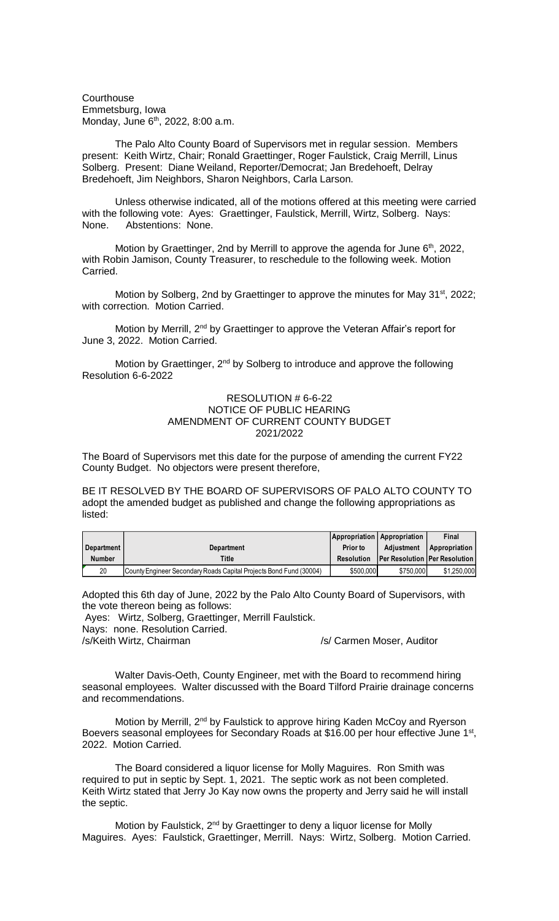Courthouse
Emmetsburg, Iowa
Monday, June 6th, 2022, 8:00 a.m.

The Palo Alto County Board of Supervisors met in regular session. Members present: Keith Wirtz, Chair; Ronald Graettinger, Roger Faulstick, Craig Merrill, Linus Solberg. Present: Diane Weiland, Reporter/Democrat; Jan Bredehoeft, Delray Bredehoeft, Jim Neighbors, Sharon Neighbors, Carla Larson.

Unless otherwise indicated, all of the motions offered at this meeting were carried with the following vote: Ayes: Graettinger, Faulstick, Merrill, Wirtz, Solberg. Nays: None. Abstentions: None.

Motion by Graettinger, 2nd by Merrill to approve the agenda for June 6th, 2022, with Robin Jamison, County Treasurer, to reschedule to the following week. Motion Carried.

Motion by Solberg, 2nd by Graettinger to approve the minutes for May 31st, 2022; with correction. Motion Carried.

Motion by Merrill, 2nd by Graettinger to approve the Veteran Affair's report for June 3, 2022. Motion Carried.

Motion by Graettinger, 2nd by Solberg to introduce and approve the following Resolution 6-6-2022

RESOLUTION # 6-6-22
NOTICE OF PUBLIC HEARING
AMENDMENT OF CURRENT COUNTY BUDGET
2021/2022

The Board of Supervisors met this date for the purpose of amending the current FY22 County Budget. No objectors were present therefore,

BE IT RESOLVED BY THE BOARD OF SUPERVISORS OF PALO ALTO COUNTY TO adopt the amended budget as published and change the following appropriations as listed:

| Department Number | Department Title | Appropriation Prior to Resolution | Appropriation Adjustment Per Resolution | Final Appropriation Per Resolution |
|---|---|---|---|---|
| 20 | County Engineer Secondary Roads Capital Projects Bond Fund (30004) | $500,000 | $750,000 | $1,250,000 |

Adopted this 6th day of June, 2022 by the Palo Alto County Board of Supervisors, with the vote thereon being as follows:
Ayes: Wirtz, Solberg, Graettinger, Merrill Faulstick.
Nays: none. Resolution Carried.
/s/Keith Wirtz, Chairman /s/ Carmen Moser, Auditor

Walter Davis-Oeth, County Engineer, met with the Board to recommend hiring seasonal employees. Walter discussed with the Board Tilford Prairie drainage concerns and recommendations.

Motion by Merrill, 2nd by Faulstick to approve hiring Kaden McCoy and Ryerson Boevers seasonal employees for Secondary Roads at $16.00 per hour effective June 1st, 2022. Motion Carried.

The Board considered a liquor license for Molly Maguires. Ron Smith was required to put in septic by Sept. 1, 2021. The septic work as not been completed. Keith Wirtz stated that Jerry Jo Kay now owns the property and Jerry said he will install the septic.

Motion by Faulstick, 2nd by Graettinger to deny a liquor license for Molly Maguires. Ayes: Faulstick, Graettinger, Merrill. Nays: Wirtz, Solberg. Motion Carried.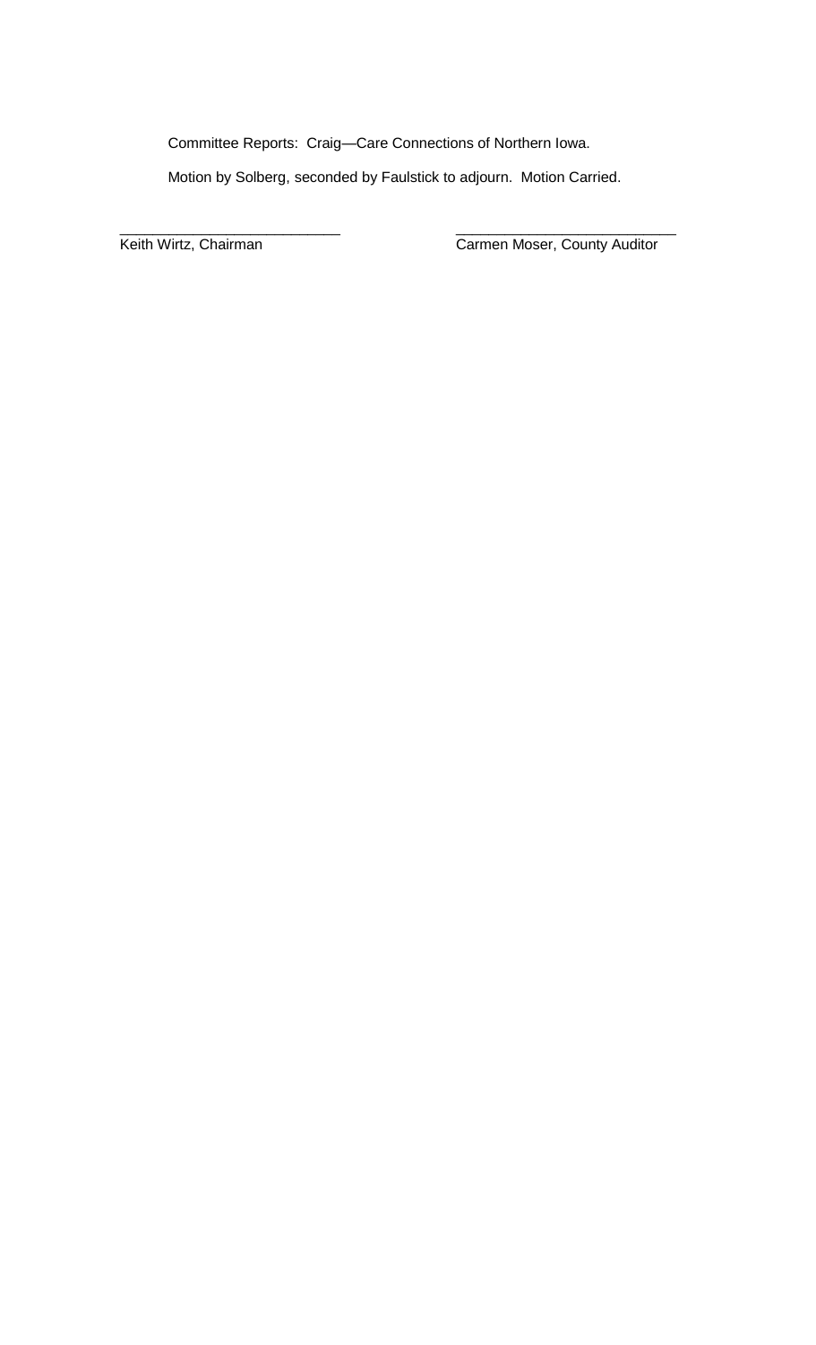Committee Reports: Craig—Care Connections of Northern Iowa.

Motion by Solberg, seconded by Faulstick to adjourn. Motion Carried.

| | |
|---|---|
| ___________________________ | ___________________________ |
| Keith Wirtz, Chairman | Carmen Moser, County Auditor |